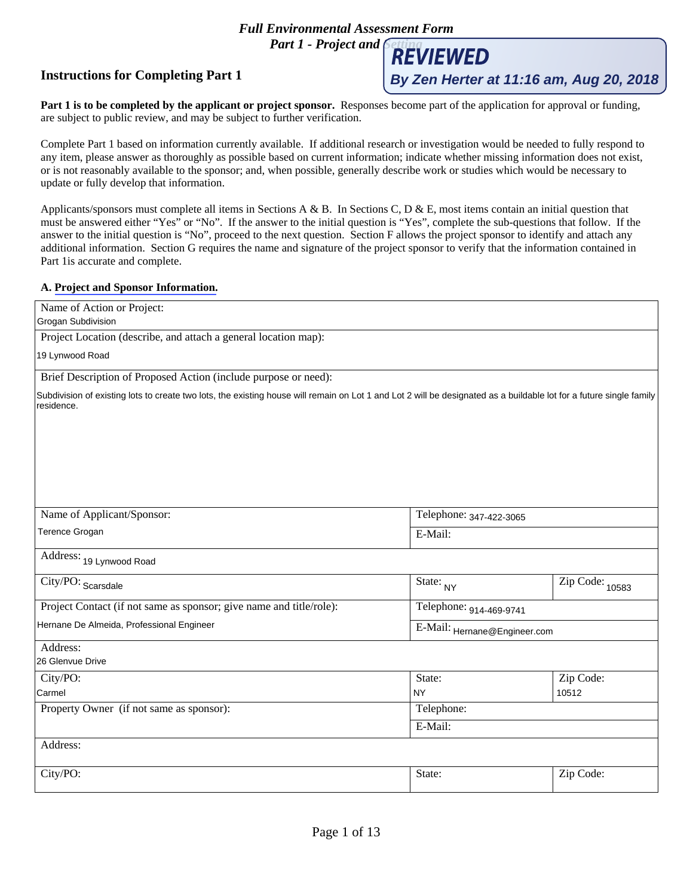# Full Environmental Assessment Form
## Part 1 - Project and Setting

**REVIEWED**
**By Zen Herter at 11:16 am, Aug 20, 2018**

### Instructions for Completing Part 1

**Part 1 is to be completed by the applicant or project sponsor.** Responses become part of the application for approval or funding, are subject to public review, and may be subject to further verification.

Complete Part 1 based on information currently available. If additional research or investigation would be needed to fully respond to any item, please answer as thoroughly as possible based on current information; indicate whether missing information does not exist, or is not reasonably available to the sponsor; and, when possible, generally describe work or studies which would be necessary to update or fully develop that information.

Applicants/sponsors must complete all items in Sections A & B. In Sections C, D & E, most items contain an initial question that must be answered either "Yes" or "No". If the answer to the initial question is "Yes", complete the sub-questions that follow. If the answer to the initial question is "No", proceed to the next question. Section F allows the project sponsor to identify and attach any additional information. Section G requires the name and signature of the project sponsor to verify that the information contained in Part 1is accurate and complete.

**A. Project and Sponsor Information.**

| | | |
|---|---|---|
| Name of Action or Project: Grogan Subdivision | | |
| Project Location (describe, and attach a general location map): 19 Lynwood Road | | |
| Brief Description of Proposed Action (include purpose or need): Subdivision of existing lots to create two lots, the existing house will remain on Lot 1 and Lot 2 will be designated as a buildable lot for a future single family residence. | | |
| Name of Applicant/Sponsor: Terence Grogan | Telephone: 347-422-3065 | |
| | E-Mail: | |
| Address: 19 Lynwood Road | | |
| City/PO: Scarsdale | State: NY | Zip Code: 10583 |
| Project Contact (if not same as sponsor; give name and title/role): Hernane De Almeida, Professional Engineer | Telephone: 914-469-9741 | |
| | E-Mail: Hernane@Engineer.com | |
| Address: 26 Glenvue Drive | | |
| City/PO: Carmel | State: NY | Zip Code: 10512 |
| Property Owner (if not same as sponsor): | Telephone: | |
| | E-Mail: | |
| Address: | | |
| City/PO: | State: | Zip Code: |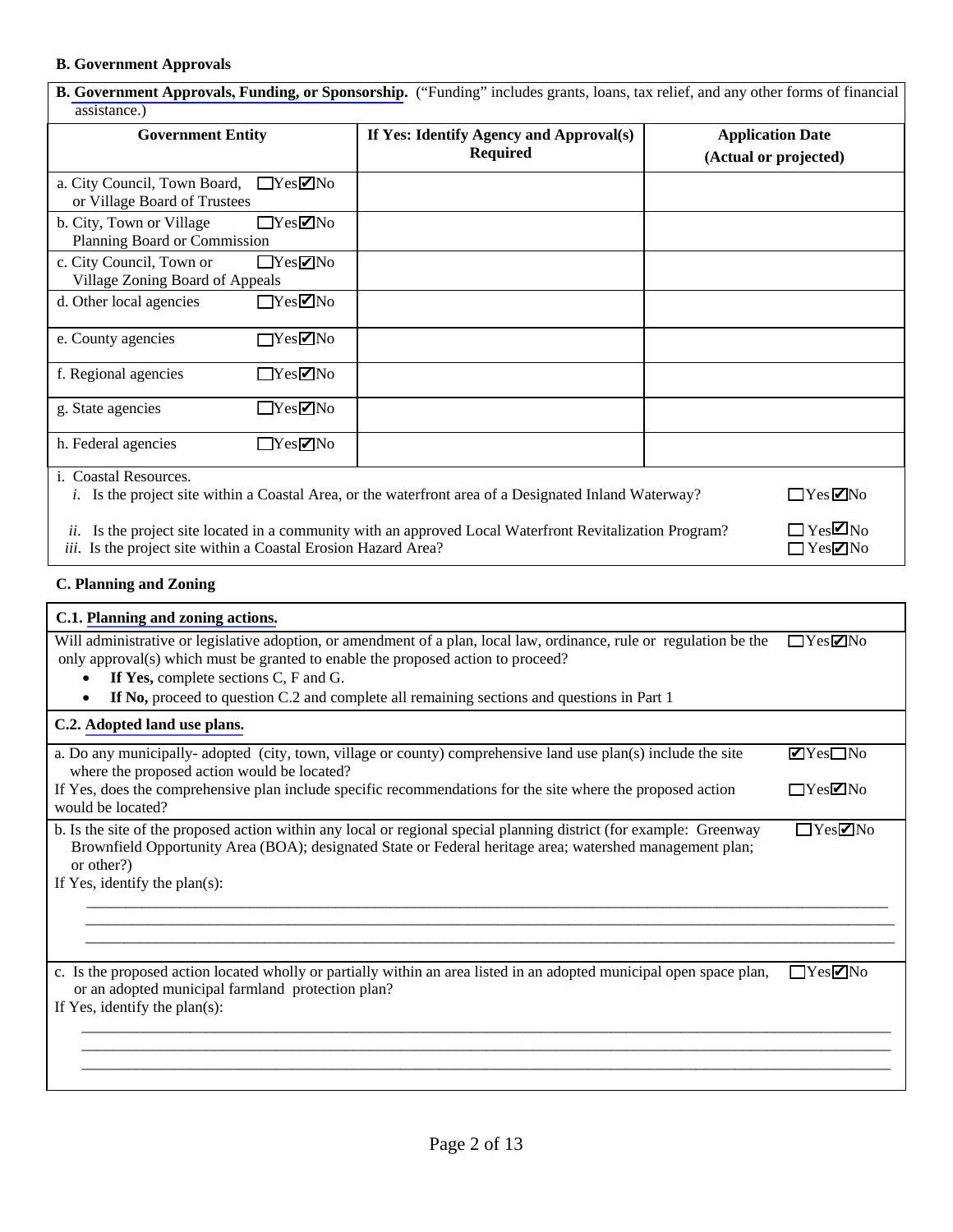### B. Government Approvals

**B. Government Approvals, Funding, or Sponsorship.** ("Funding" includes grants, loans, tax relief, and any other forms of financial assistance.)

| Government Entity | | If Yes: Identify Agency and Approval(s) Required | Application Date (Actual or projected) |
|---|---|---|---|
| a. City Council, Town Board, or Village Board of Trustees | ☐Yes ☑No | | |
| b. City, Town or Village Planning Board or Commission | ☐Yes ☑No | | |
| c. City Council, Town or Village Zoning Board of Appeals | ☐Yes ☑No | | |
| d. Other local agencies | ☐Yes ☑No | | |
| e. County agencies | ☐Yes ☑No | | |
| f. Regional agencies | ☐Yes ☑No | | |
| g. State agencies | ☐Yes ☑No | | |
| h. Federal agencies | ☐Yes ☑No | | |

i. Coastal Resources.

*i.* Is the project site within a Coastal Area, or the waterfront area of a Designated Inland Waterway? ☐Yes ☑No

*ii.* Is the project site located in a community with an approved Local Waterfront Revitalization Program? ☐Yes ☑No

*iii.* Is the project site within a Coastal Erosion Hazard Area? ☐Yes ☑No

### C. Planning and Zoning

**C.1. Planning and zoning actions.**

Will administrative or legislative adoption, or amendment of a plan, local law, ordinance, rule or regulation be the only approval(s) which must be granted to enable the proposed action to proceed? ☐Yes ☑No

- **If Yes,** complete sections C, F and G.
- **If No,** proceed to question C.2 and complete all remaining sections and questions in Part 1

**C.2. Adopted land use plans.**

a. Do any municipally- adopted (city, town, village or county) comprehensive land use plan(s) include the site where the proposed action would be located? ☑Yes ☐No

If Yes, does the comprehensive plan include specific recommendations for the site where the proposed action would be located? ☐Yes ☑No

b. Is the site of the proposed action within any local or regional special planning district (for example: Greenway Brownfield Opportunity Area (BOA); designated State or Federal heritage area; watershed management plan; or other?) ☐Yes ☑No

If Yes, identify the plan(s):

c. Is the proposed action located wholly or partially within an area listed in an adopted municipal open space plan, or an adopted municipal farmland protection plan? ☐Yes ☑No

If Yes, identify the plan(s):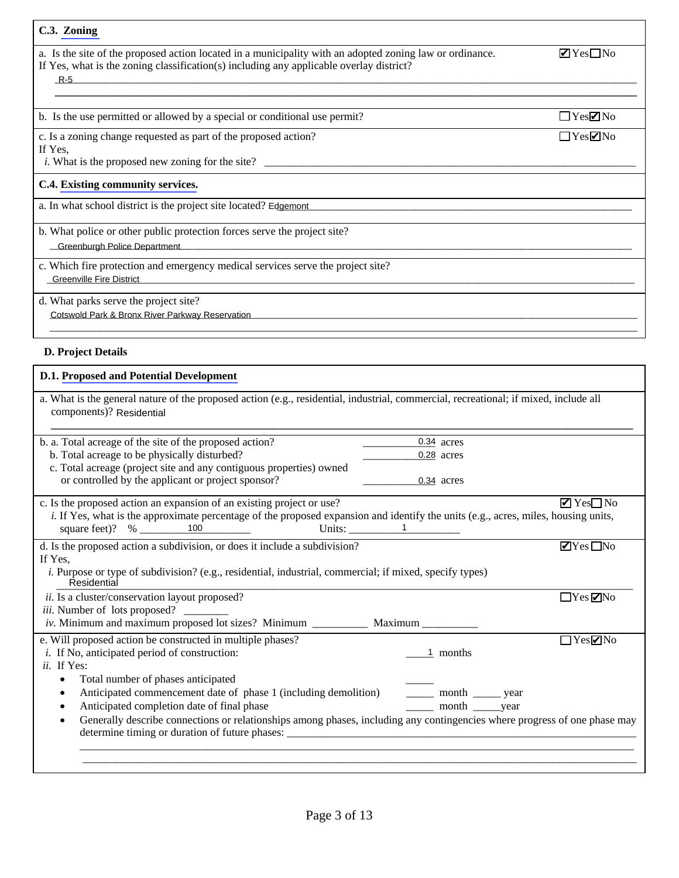### C.3. Zoning

a. Is the site of the proposed action located in a municipality with an adopted zoning law or ordinance. ☑ Yes ☐ No

If Yes, what is the zoning classification(s) including any applicable overlay district?

R-5

b. Is the use permitted or allowed by a special or conditional use permit? ☐ Yes ☑ No

c. Is a zoning change requested as part of the proposed action? ☐ Yes ☑ No

If Yes,

*i.* What is the proposed new zoning for the site? ____________________

### C.4. Existing community services.

a. In what school district is the project site located? Edgemont

b. What police or other public protection forces serve the project site?

Greenburgh Police Department

c. Which fire protection and emergency medical services serve the project site?

Greenville Fire District

d. What parks serve the project site?

Cotswold Park & Bronx River Parkway Reservation

## D. Project Details

### D.1. Proposed and Potential Development

a. What is the general nature of the proposed action (e.g., residential, industrial, commercial, recreational; if mixed, include all components)? Residential

b. a. Total acreage of the site of the proposed action? 0.34 acres

b. Total acreage to be physically disturbed? 0.28 acres

c. Total acreage (project site and any contiguous properties) owned or controlled by the applicant or project sponsor? 0.34 acres

c. Is the proposed action an expansion of an existing project or use? ☑ Yes ☐ No

*i.* If Yes, what is the approximate percentage of the proposed expansion and identify the units (e.g., acres, miles, housing units, square feet)? % 100 Units: 1

d. Is the proposed action a subdivision, or does it include a subdivision? ☑ Yes ☐ No

If Yes,

*i.* Purpose or type of subdivision? (e.g., residential, industrial, commercial; if mixed, specify types)

Residential

*ii.* Is a cluster/conservation layout proposed? ☐ Yes ☑ No

*iii.* Number of lots proposed? ________

*iv.* Minimum and maximum proposed lot sizes? Minimum __________ Maximum __________

e. Will proposed action be constructed in multiple phases? ☐ Yes ☑ No

*i.* If No, anticipated period of construction: 1 months

*ii.* If Yes:

- Total number of phases anticipated _____
- Anticipated commencement date of phase 1 (including demolition) _____ month _____ year
- Anticipated completion date of final phase _____ month _____ year
- Generally describe connections or relationships among phases, including any contingencies where progress of one phase may determine timing or duration of future phases: ____________________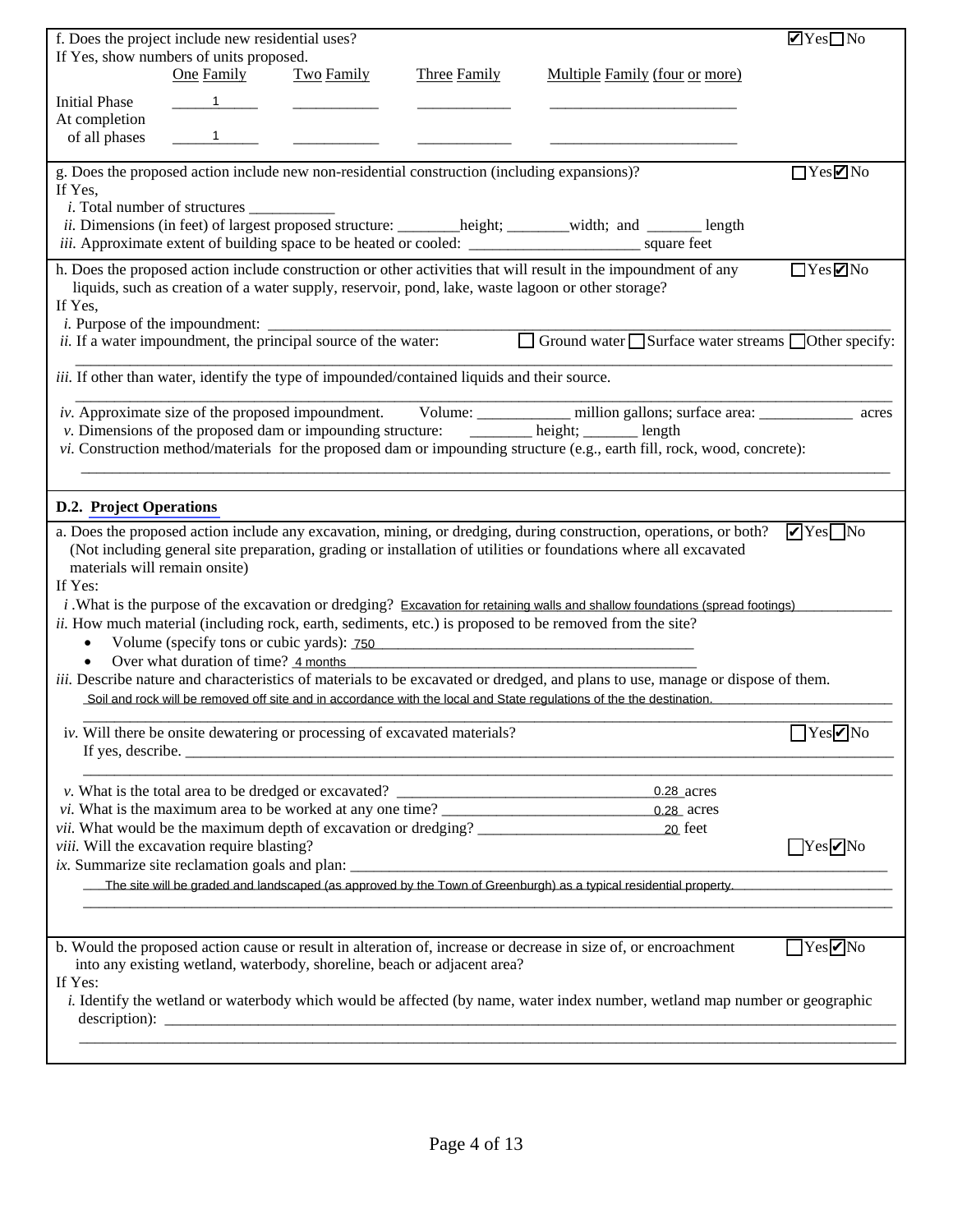f. Does the project include new residential uses? ☑Yes ☐No

If Yes, show numbers of units proposed.

| | One Family | Two Family | Three Family | Multiple Family (four or more) |
|---|---|---|---|---|
| Initial Phase | 1 | | | |
| At completion of all phases | 1 | | | |

g. Does the proposed action include new non-residential construction (including expansions)? ☐Yes ☑No

If Yes,

*i.* Total number of structures ___________

*ii.* Dimensions (in feet) of largest proposed structure: ________height; ________width; and _______ length

*iii.* Approximate extent of building space to be heated or cooled: ______________________ square feet

h. Does the proposed action include construction or other activities that will result in the impoundment of any liquids, such as creation of a water supply, reservoir, pond, lake, waste lagoon or other storage? ☐Yes ☑No

If Yes,

*i.* Purpose of the impoundment: ___________

*ii.* If a water impoundment, the principal source of the water: ☐ Ground water ☐ Surface water streams ☐Other specify: ___________

*iii.* If other than water, identify the type of impounded/contained liquids and their source. ___________

*iv.* Approximate size of the proposed impoundment. Volume: ____________ million gallons; surface area: ____________ acres

*v.* Dimensions of the proposed dam or impounding structure: ________ height; _______ length

*vi.* Construction method/materials for the proposed dam or impounding structure (e.g., earth fill, rock, wood, concrete): ___________

## D.2. Project Operations

a. Does the proposed action include any excavation, mining, or dredging, during construction, operations, or both? (Not including general site preparation, grading or installation of utilities or foundations where all excavated materials will remain onsite) ☑Yes ☐No

If Yes:

*i* .What is the purpose of the excavation or dredging? Excavation for retaining walls and shallow foundations (spread footings)

*ii.* How much material (including rock, earth, sediments, etc.) is proposed to be removed from the site?

- Volume (specify tons or cubic yards): 750
- Over what duration of time? 4 months

*iii.* Describe nature and characteristics of materials to be excavated or dredged, and plans to use, manage or dispose of them.

Soil and rock will be removed off site and in accordance with the local and State regulations of the the destination.

*iv.* Will there be onsite dewatering or processing of excavated materials? ☐Yes ☑No

If yes, describe. ___________

*v.* What is the total area to be dredged or excavated? 0.28 acres

*vi.* What is the maximum area to be worked at any one time? 0.28 acres

*vii.* What would be the maximum depth of excavation or dredging? 20 feet

*viii.* Will the excavation require blasting? ☐Yes ☑No

*ix.* Summarize site reclamation goals and plan: ___________

The site will be graded and landscaped (as approved by the Town of Greenburgh) as a typical residential property.

b. Would the proposed action cause or result in alteration of, increase or decrease in size of, or encroachment into any existing wetland, waterbody, shoreline, beach or adjacent area? ☐Yes ☑No

If Yes:

*i.* Identify the wetland or waterbody which would be affected (by name, water index number, wetland map number or geographic description): ___________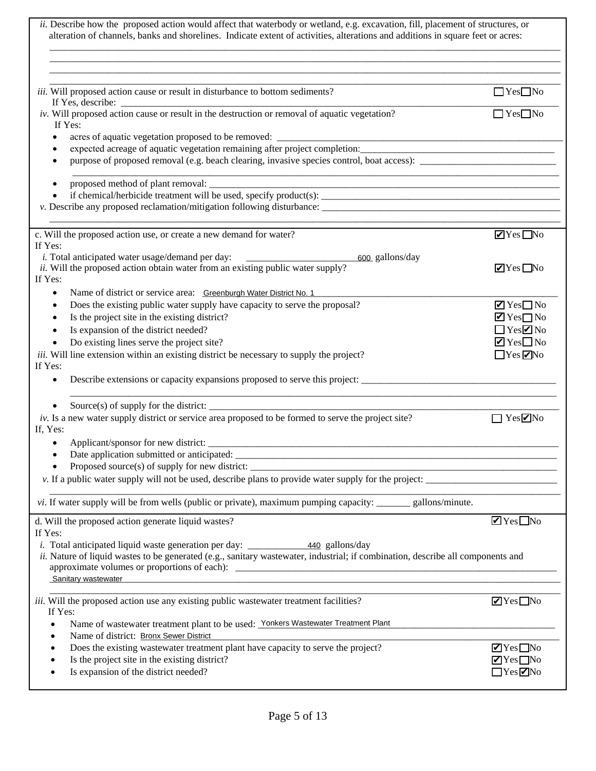*ii.* Describe how the proposed action would affect that waterbody or wetland, e.g. excavation, fill, placement of structures, or alteration of channels, banks and shorelines. Indicate extent of activities, alterations and additions in square feet or acres:

_______________________________________________

*iii.* Will proposed action cause or result in disturbance to bottom sediments? ☐ Yes ☐ No

If Yes, describe: _______________

*iv.* Will proposed action cause or result in the destruction or removal of aquatic vegetation? ☐ Yes ☐ No

If Yes:

- acres of aquatic vegetation proposed to be removed: _______________
- expected acreage of aquatic vegetation remaining after project completion: _______________
- purpose of proposed removal (e.g. beach clearing, invasive species control, boat access): _______________
- proposed method of plant removal: _______________
- if chemical/herbicide treatment will be used, specify product(s): _______________

*v.* Describe any proposed reclamation/mitigation following disturbance: _______________

---

c. Will the proposed action use, or create a new demand for water? ☑ Yes ☐ No

If Yes:

*i.* Total anticipated water usage/demand per day: 600 gallons/day

*ii.* Will the proposed action obtain water from an existing public water supply? ☑ Yes ☐ No

If Yes:

- Name of district or service area: Greenburgh Water District No. 1
- Does the existing public water supply have capacity to serve the proposal? ☑ Yes ☐ No
- Is the project site in the existing district? ☑ Yes ☐ No
- Is expansion of the district needed? ☐ Yes ☑ No
- Do existing lines serve the project site? ☑ Yes ☐ No

*iii.* Will line extension within an existing district be necessary to supply the project? ☐ Yes ☑ No

If Yes:

- Describe extensions or capacity expansions proposed to serve this project: _______________
- Source(s) of supply for the district: _______________

*iv.* Is a new water supply district or service area proposed to be formed to serve the project site? ☐ Yes ☑ No

If, Yes:

- Applicant/sponsor for new district: _______________
- Date application submitted or anticipated: _______________
- Proposed source(s) of supply for new district: _______________

*v.* If a public water supply will not be used, describe plans to provide water supply for the project: _______________

*vi.* If water supply will be from wells (public or private), maximum pumping capacity: _______ gallons/minute.

---

d. Will the proposed action generate liquid wastes? ☑ Yes ☐ No

If Yes:

*i.* Total anticipated liquid waste generation per day: 440 gallons/day

*ii.* Nature of liquid wastes to be generated (e.g., sanitary wastewater, industrial; if combination, describe all components and approximate volumes or proportions of each): Sanitary wastewater

*iii.* Will the proposed action use any existing public wastewater treatment facilities? ☑ Yes ☐ No

If Yes:

- Name of wastewater treatment plant to be used: Yonkers Wastewater Treatment Plant
- Name of district: Bronx Sewer District
- Does the existing wastewater treatment plant have capacity to serve the project? ☑ Yes ☐ No
- Is the project site in the existing district? ☑ Yes ☐ No
- Is expansion of the district needed? ☐ Yes ☑ No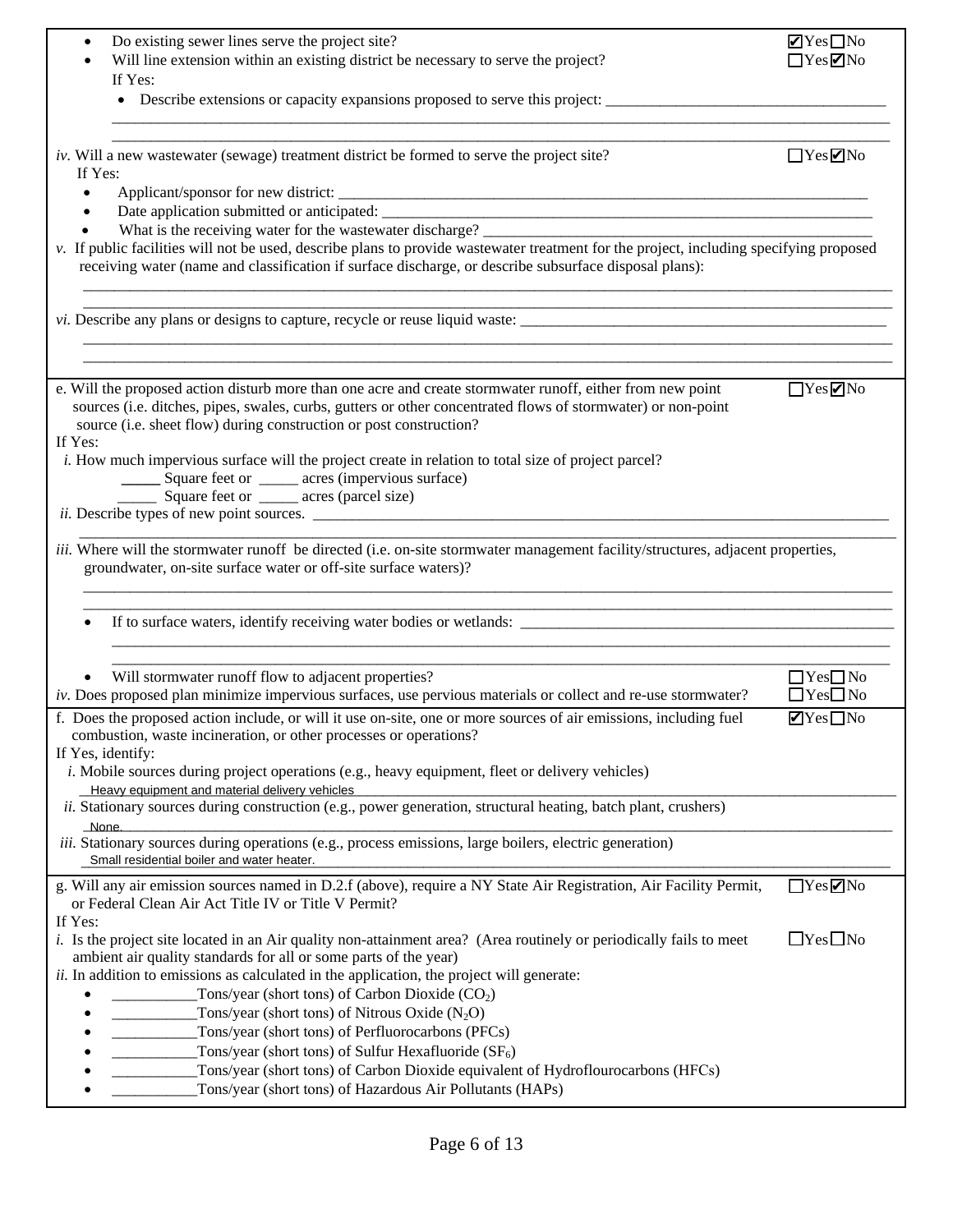- Do existing sewer lines serve the project site? ☑ Yes ☐ No
- Will line extension within an existing district be necessary to serve the project? ☐ Yes ☑ No

  If Yes:

  - Describe extensions or capacity expansions proposed to serve this project: ___________________________________

*iv.* Will a new wastewater (sewage) treatment district be formed to serve the project site? ☐ Yes ☑ No

If Yes:

- Applicant/sponsor for new district: ___________________________________
- Date application submitted or anticipated: ___________________________________
- What is the receiving water for the wastewater discharge? ___________________________________

*v.* If public facilities will not be used, describe plans to provide wastewater treatment for the project, including specifying proposed receiving water (name and classification if surface discharge, or describe subsurface disposal plans):

___________________________________

*vi.* Describe any plans or designs to capture, recycle or reuse liquid waste: ___________________________________

---

e. Will the proposed action disturb more than one acre and create stormwater runoff, either from new point sources (i.e. ditches, pipes, swales, curbs, gutters or other concentrated flows of stormwater) or non-point source (i.e. sheet flow) during construction or post construction? ☐ Yes ☑ No

If Yes:

*i.* How much impervious surface will the project create in relation to total size of project parcel?

_____ Square feet or _____ acres (impervious surface)

_____ Square feet or _____ acres (parcel size)

*ii.* Describe types of new point sources. ___________________________________

*iii.* Where will the stormwater runoff be directed (i.e. on-site stormwater management facility/structures, adjacent properties, groundwater, on-site surface water or off-site surface waters)?

___________________________________

- If to surface waters, identify receiving water bodies or wetlands: ___________________________________

- Will stormwater runoff flow to adjacent properties? ☐ Yes ☐ No

*iv.* Does proposed plan minimize impervious surfaces, use pervious materials or collect and re-use stormwater? ☐ Yes ☐ No

---

f. Does the proposed action include, or will it use on-site, one or more sources of air emissions, including fuel combustion, waste incineration, or other processes or operations? ☑ Yes ☐ No

If Yes, identify:

*i.* Mobile sources during project operations (e.g., heavy equipment, fleet or delivery vehicles)

Heavy equipment and material delivery vehicles

*ii.* Stationary sources during construction (e.g., power generation, structural heating, batch plant, crushers)

None.

*iii.* Stationary sources during operations (e.g., process emissions, large boilers, electric generation)

Small residential boiler and water heater.

---

g. Will any air emission sources named in D.2.f (above), require a NY State Air Registration, Air Facility Permit, or Federal Clean Air Act Title IV or Title V Permit? ☐ Yes ☑ No

If Yes:

*i.* Is the project site located in an Air quality non-attainment area? (Area routinely or periodically fails to meet ambient air quality standards for all or some parts of the year) ☐ Yes ☐ No

*ii.* In addition to emissions as calculated in the application, the project will generate:

- ___________Tons/year (short tons) of Carbon Dioxide ($CO_2$)
- ___________Tons/year (short tons) of Nitrous Oxide ($N_2O$)
- ___________Tons/year (short tons) of Perfluorocarbons (PFCs)
- ___________Tons/year (short tons) of Sulfur Hexafluoride ($SF_6$)
- ___________Tons/year (short tons) of Carbon Dioxide equivalent of Hydroflourocarbons (HFCs)
- ___________Tons/year (short tons) of Hazardous Air Pollutants (HAPs)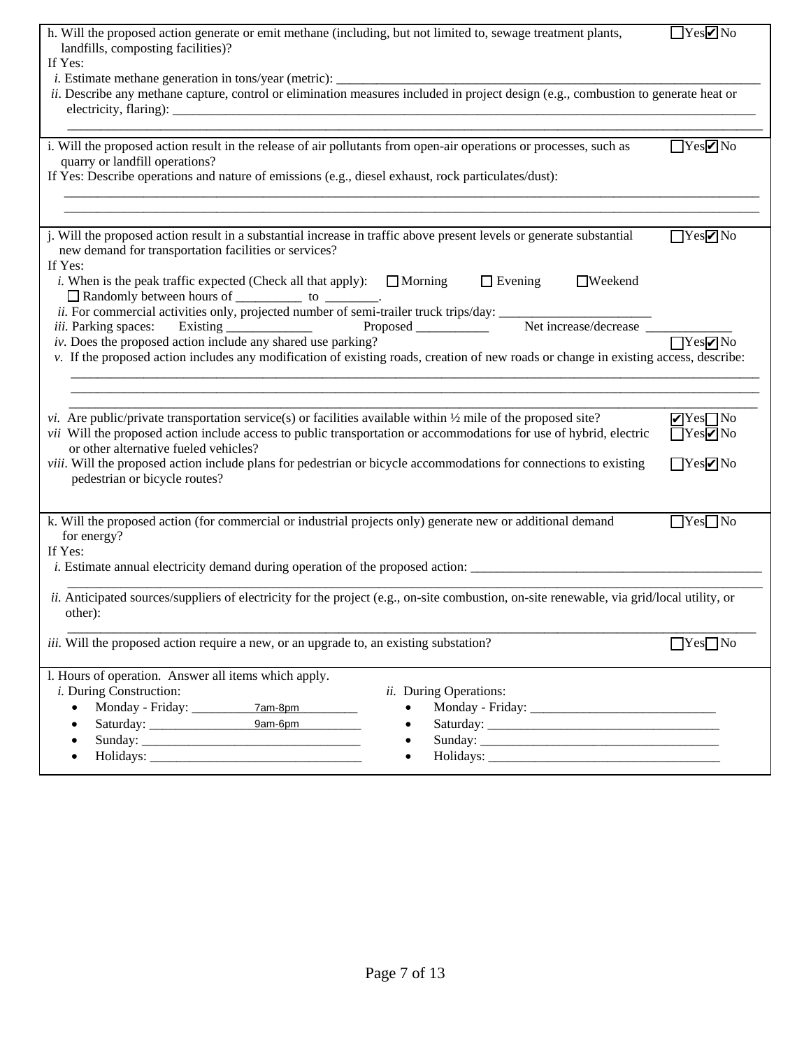h. Will the proposed action generate or emit methane (including, but not limited to, sewage treatment plants, landfills, composting facilities)? ☐Yes ☑No

If Yes:

*i.* Estimate methane generation in tons/year (metric): ____________________

*ii.* Describe any methane capture, control or elimination measures included in project design (e.g., combustion to generate heat or electricity, flaring): ____________________

---

i. Will the proposed action result in the release of air pollutants from open-air operations or processes, such as quarry or landfill operations? ☐Yes ☑No

If Yes: Describe operations and nature of emissions (e.g., diesel exhaust, rock particulates/dust):

____________________

---

j. Will the proposed action result in a substantial increase in traffic above present levels or generate substantial new demand for transportation facilities or services? ☐Yes ☑No

If Yes:

*i.* When is the peak traffic expected (Check all that apply): ☐ Morning ☐ Evening ☐Weekend
☐ Randomly between hours of __________ to ________.

*ii.* For commercial activities only, projected number of semi-trailer truck trips/day: ____________________

*iii.* Parking spaces: Existing ____________ Proposed ___________ Net increase/decrease ____________

*iv.* Does the proposed action include any shared use parking? ☐Yes ☑No

*v.* If the proposed action includes any modification of existing roads, creation of new roads or change in existing access, describe:

____________________

*vi.* Are public/private transportation service(s) or facilities available within ½ mile of the proposed site? ☑Yes ☐No

*vii* Will the proposed action include access to public transportation or accommodations for use of hybrid, electric or other alternative fueled vehicles? ☐Yes ☑No

*viii*. Will the proposed action include plans for pedestrian or bicycle accommodations for connections to existing pedestrian or bicycle routes? ☐Yes ☑No

---

k. Will the proposed action (for commercial or industrial projects only) generate new or additional demand for energy? ☐Yes ☐No

If Yes:

*i.* Estimate annual electricity demand during operation of the proposed action: ____________________

*ii.* Anticipated sources/suppliers of electricity for the project (e.g., on-site combustion, on-site renewable, via grid/local utility, or other):

____________________

*iii.* Will the proposed action require a new, or an upgrade to, an existing substation? ☐Yes ☐No

---

l. Hours of operation. Answer all items which apply.

*i.* During Construction:

- Monday - Friday: 7am-8pm
- Saturday: 9am-6pm
- Sunday: ____________________
- Holidays: ____________________

*ii.* During Operations:

- Monday - Friday: ____________________
- Saturday: ____________________
- Sunday: ____________________
- Holidays: ____________________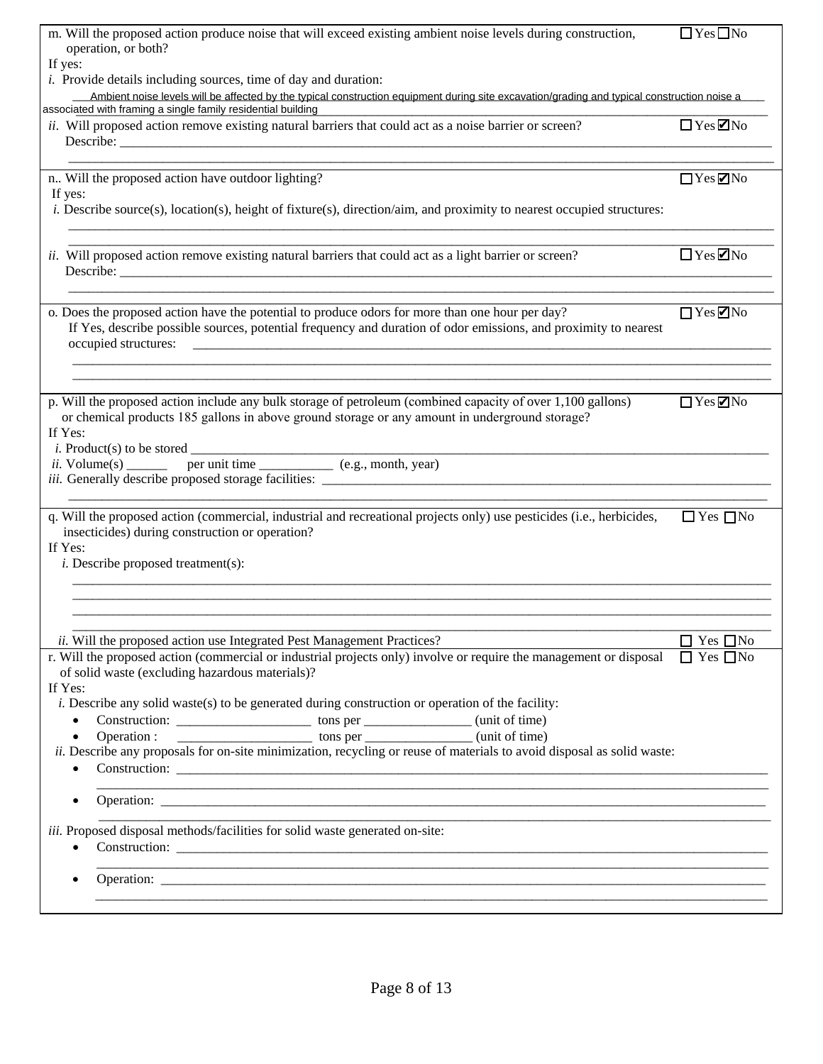m. Will the proposed action produce noise that will exceed existing ambient noise levels during construction, operation, or both? ☐ Yes ☐ No

If yes:

*i.* Provide details including sources, time of day and duration:

Ambient noise levels will be affected by the typical construction equipment during site excavation/grading and typical construction noise a associated with framing a single family residential building

*ii.* Will proposed action remove existing natural barriers that could act as a noise barrier or screen? ☐ Yes ☑ No

Describe: ______________________________________________

n.. Will the proposed action have outdoor lighting? ☐ Yes ☑ No

If yes:

*i.* Describe source(s), location(s), height of fixture(s), direction/aim, and proximity to nearest occupied structures:

______________________________________________

*ii.* Will proposed action remove existing natural barriers that could act as a light barrier or screen? ☐ Yes ☑ No

Describe: ______________________________________________

o. Does the proposed action have the potential to produce odors for more than one hour per day? ☐ Yes ☑ No

If Yes, describe possible sources, potential frequency and duration of odor emissions, and proximity to nearest occupied structures: ______________________________________________

p. Will the proposed action include any bulk storage of petroleum (combined capacity of over 1,100 gallons) or chemical products 185 gallons in above ground storage or any amount in underground storage? ☐ Yes ☑ No

If Yes:

*i.* Product(s) to be stored ______________________________________________

*ii.* Volume(s) ______ per unit time ___________ (e.g., month, year)

*iii.* Generally describe proposed storage facilities: ______________________________________________

q. Will the proposed action (commercial, industrial and recreational projects only) use pesticides (i.e., herbicides, insecticides) during construction or operation? ☐ Yes ☐ No

If Yes:

*i.* Describe proposed treatment(s):

______________________________________________

*ii.* Will the proposed action use Integrated Pest Management Practices? ☐ Yes ☐ No

r. Will the proposed action (commercial or industrial projects only) involve or require the management or disposal of solid waste (excluding hazardous materials)? ☐ Yes ☐ No

If Yes:

*i.* Describe any solid waste(s) to be generated during construction or operation of the facility:

- Construction: ____________________ tons per ________________ (unit of time)
- Operation : ____________________ tons per ________________ (unit of time)

*ii.* Describe any proposals for on-site minimization, recycling or reuse of materials to avoid disposal as solid waste:

- Construction: ______________________________________________
- Operation: ______________________________________________

*iii.* Proposed disposal methods/facilities for solid waste generated on-site:

- Construction: ______________________________________________
- Operation: ______________________________________________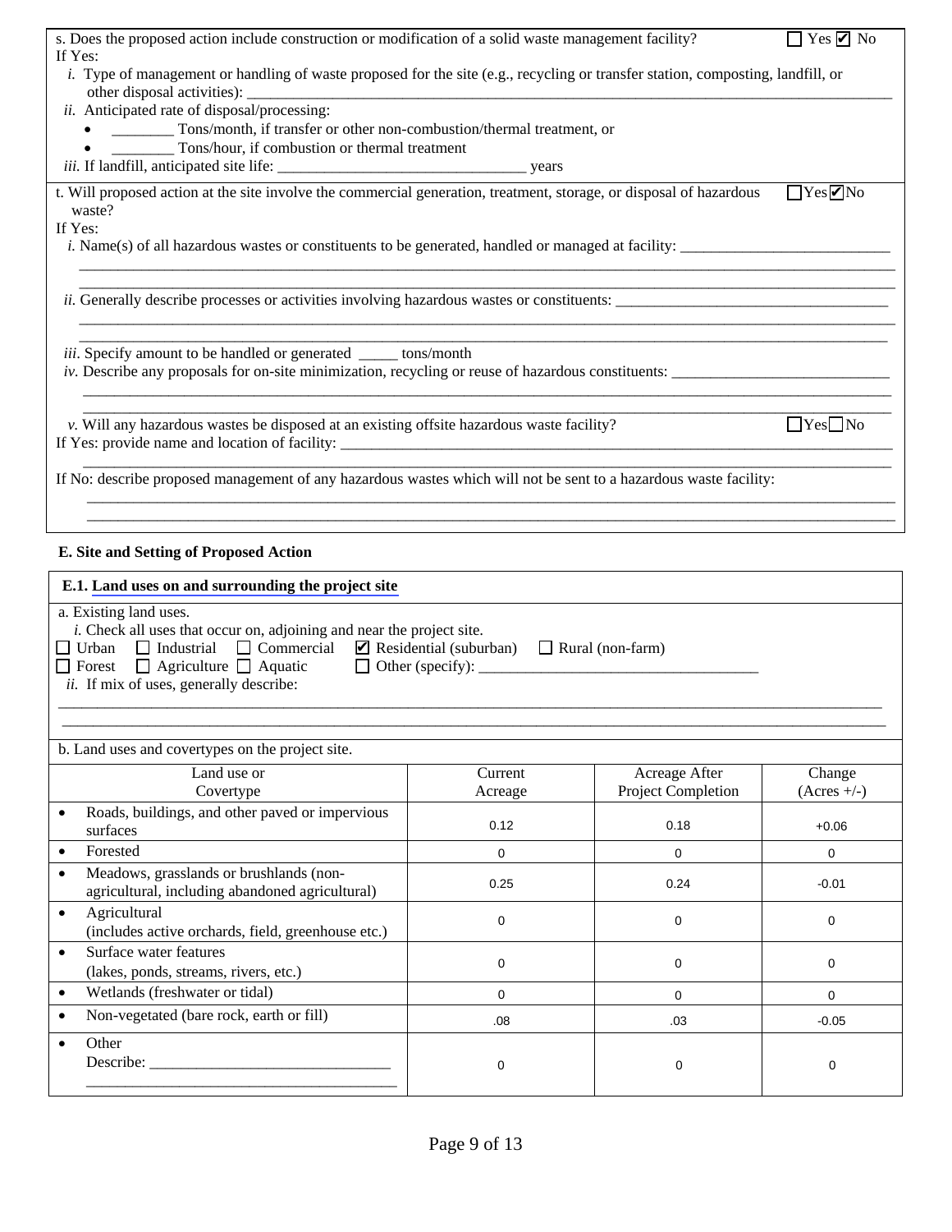s. Does the proposed action include construction or modification of a solid waste management facility? ☐ Yes ☑ No

If Yes:

*i.* Type of management or handling of waste proposed for the site (e.g., recycling or transfer station, composting, landfill, or other disposal activities): ____________________

*ii.* Anticipated rate of disposal/processing:

- ________ Tons/month, if transfer or other non-combustion/thermal treatment, or
- ________ Tons/hour, if combustion or thermal treatment

*iii.* If landfill, anticipated site life: ____________________ years

t. Will proposed action at the site involve the commercial generation, treatment, storage, or disposal of hazardous waste? ☐ Yes ☑ No

If Yes:

*i.* Name(s) of all hazardous wastes or constituents to be generated, handled or managed at facility: ____________________

*ii.* Generally describe processes or activities involving hazardous wastes or constituents: ____________________

*iii.* Specify amount to be handled or generated _____ tons/month

*iv.* Describe any proposals for on-site minimization, recycling or reuse of hazardous constituents: ____________________

*v.* Will any hazardous wastes be disposed at an existing offsite hazardous waste facility? ☐ Yes ☐ No

If Yes: provide name and location of facility: ____________________

If No: describe proposed management of any hazardous wastes which will not be sent to a hazardous waste facility:

____________________

## E. Site and Setting of Proposed Action

### E.1. Land uses on and surrounding the project site

a. Existing land uses.

*i.* Check all uses that occur on, adjoining and near the project site.

☐ Urban ☐ Industrial ☐ Commercial ☑ Residential (suburban) ☐ Rural (non-farm)
☐ Forest ☐ Agriculture ☐ Aquatic ☐ Other (specify): ____________________

*ii.* If mix of uses, generally describe:

____________________

b. Land uses and covertypes on the project site.

| Land use or Covertype | Current Acreage | Acreage After Project Completion | Change (Acres +/-) |
|---|---|---|---|
| • Roads, buildings, and other paved or impervious surfaces | 0.12 | 0.18 | +0.06 |
| • Forested | 0 | 0 | 0 |
| • Meadows, grasslands or brushlands (non-agricultural, including abandoned agricultural) | 0.25 | 0.24 | -0.01 |
| • Agricultural (includes active orchards, field, greenhouse etc.) | 0 | 0 | 0 |
| • Surface water features (lakes, ponds, streams, rivers, etc.) | 0 | 0 | 0 |
| • Wetlands (freshwater or tidal) | 0 | 0 | 0 |
| • Non-vegetated (bare rock, earth or fill) | .08 | .03 | -0.05 |
| • Other Describe: ____________________ | 0 | 0 | 0 |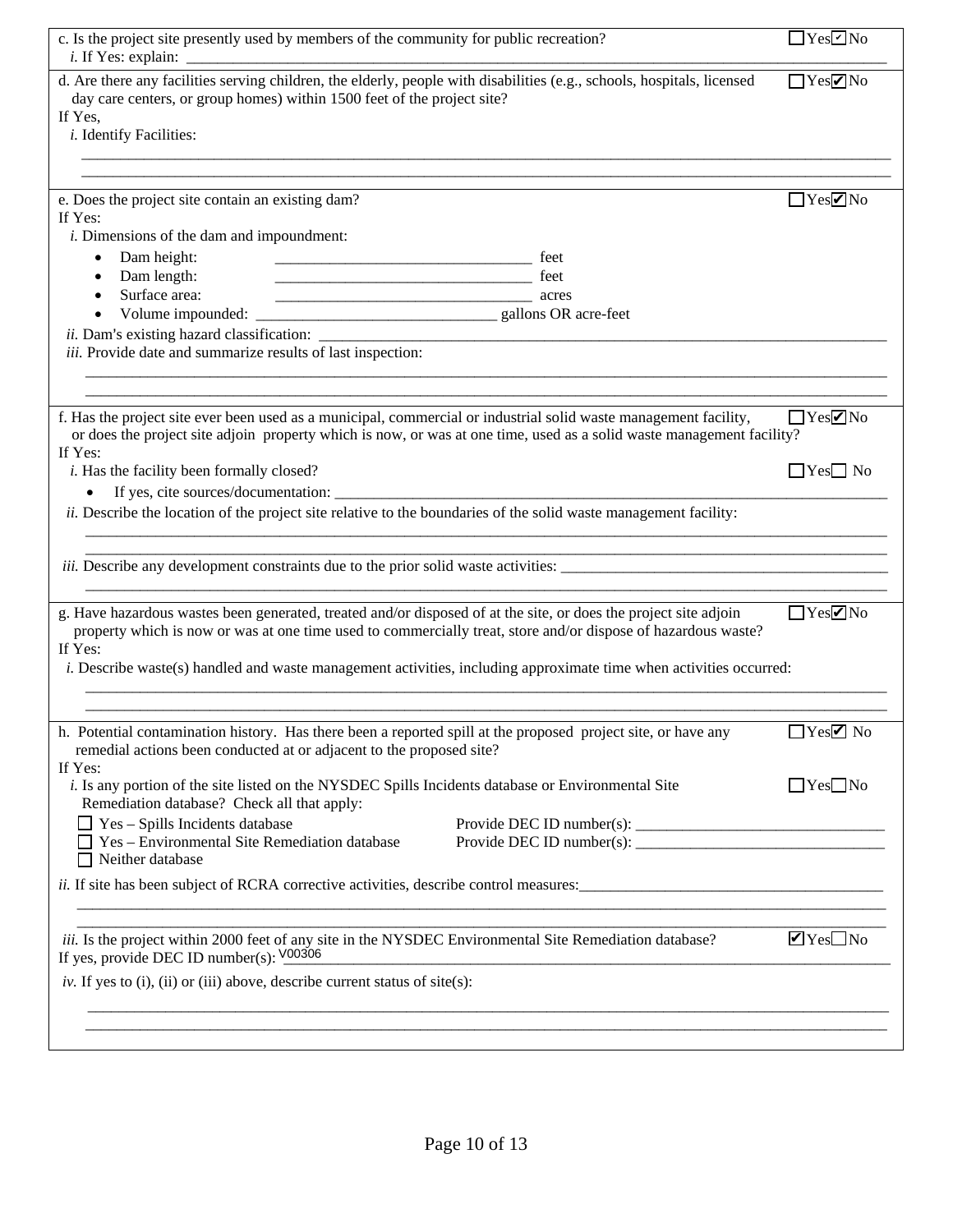c. Is the project site presently used by members of the community for public recreation? ☐ Yes ☑ No

*i.* If Yes: explain: \_\_\_\_\_\_\_\_\_\_\_\_\_\_\_\_\_\_\_\_\_\_\_\_\_\_\_\_\_\_\_\_\_\_\_\_\_\_\_\_\_\_\_\_\_\_\_\_\_\_\_\_\_\_\_\_\_\_\_\_\_\_\_\_\_\_\_\_\_\_\_\_\_\_\_\_\_\_\_\_\_\_\_\_\_\_\_\_

---

d. Are there any facilities serving children, the elderly, people with disabilities (e.g., schools, hospitals, licensed day care centers, or group homes) within 1500 feet of the project site? ☐ Yes ☑ No

If Yes,

*i.* Identify Facilities:

\_\_\_\_\_\_\_\_\_\_\_\_\_\_\_\_\_\_\_\_\_\_\_\_\_\_\_\_\_\_\_\_\_\_\_\_\_\_\_\_\_\_\_\_\_\_\_\_\_\_\_\_\_\_\_\_\_\_\_\_\_\_\_\_\_\_\_\_\_\_\_\_\_\_\_\_\_\_\_\_\_\_\_\_\_\_\_\_\_\_\_\_\_\_\_\_\_\_

\_\_\_\_\_\_\_\_\_\_\_\_\_\_\_\_\_\_\_\_\_\_\_\_\_\_\_\_\_\_\_\_\_\_\_\_\_\_\_\_\_\_\_\_\_\_\_\_\_\_\_\_\_\_\_\_\_\_\_\_\_\_\_\_\_\_\_\_\_\_\_\_\_\_\_\_\_\_\_\_\_\_\_\_\_\_\_\_\_\_\_\_\_\_\_\_\_\_

---

e. Does the project site contain an existing dam? ☐ Yes ☑ No

If Yes:

*i.* Dimensions of the dam and impoundment:

- Dam height: \_\_\_\_\_\_\_\_\_\_\_\_\_\_\_\_\_\_\_\_\_\_\_\_\_\_\_\_\_\_\_\_ feet
- Dam length: \_\_\_\_\_\_\_\_\_\_\_\_\_\_\_\_\_\_\_\_\_\_\_\_\_\_\_\_\_\_\_\_ feet
- Surface area: \_\_\_\_\_\_\_\_\_\_\_\_\_\_\_\_\_\_\_\_\_\_\_\_\_\_\_\_\_\_\_\_ acres
- Volume impounded: \_\_\_\_\_\_\_\_\_\_\_\_\_\_\_\_\_\_\_\_\_\_\_\_\_\_\_\_\_\_\_ gallons OR acre-feet

*ii.* Dam's existing hazard classification: \_\_\_\_\_\_\_\_\_\_\_\_\_\_\_\_\_\_\_\_\_\_\_\_\_\_\_\_\_\_\_\_\_\_\_\_\_\_\_\_\_\_\_\_\_\_\_\_\_\_\_\_\_\_\_\_\_\_\_\_\_\_\_\_

*iii.* Provide date and summarize results of last inspection:

\_\_\_\_\_\_\_\_\_\_\_\_\_\_\_\_\_\_\_\_\_\_\_\_\_\_\_\_\_\_\_\_\_\_\_\_\_\_\_\_\_\_\_\_\_\_\_\_\_\_\_\_\_\_\_\_\_\_\_\_\_\_\_\_\_\_\_\_\_\_\_\_\_\_\_\_\_\_\_\_\_\_\_\_\_\_\_\_\_\_\_\_\_\_\_\_\_\_

\_\_\_\_\_\_\_\_\_\_\_\_\_\_\_\_\_\_\_\_\_\_\_\_\_\_\_\_\_\_\_\_\_\_\_\_\_\_\_\_\_\_\_\_\_\_\_\_\_\_\_\_\_\_\_\_\_\_\_\_\_\_\_\_\_\_\_\_\_\_\_\_\_\_\_\_\_\_\_\_\_\_\_\_\_\_\_\_\_\_\_\_\_\_\_\_\_\_

---

f. Has the project site ever been used as a municipal, commercial or industrial solid waste management facility, or does the project site adjoin property which is now, or was at one time, used as a solid waste management facility? ☐ Yes ☑ No

If Yes:

*i.* Has the facility been formally closed? ☐ Yes ☐ No

- If yes, cite sources/documentation: \_\_\_\_\_\_\_\_\_\_\_\_\_\_\_\_\_\_\_\_\_\_\_\_\_\_\_\_\_\_\_\_\_\_\_\_\_\_\_\_\_\_\_\_\_\_\_\_\_\_\_\_\_\_\_\_\_\_\_\_\_\_\_\_\_\_\_\_\_\_

*ii.* Describe the location of the project site relative to the boundaries of the solid waste management facility:

\_\_\_\_\_\_\_\_\_\_\_\_\_\_\_\_\_\_\_\_\_\_\_\_\_\_\_\_\_\_\_\_\_\_\_\_\_\_\_\_\_\_\_\_\_\_\_\_\_\_\_\_\_\_\_\_\_\_\_\_\_\_\_\_\_\_\_\_\_\_\_\_\_\_\_\_\_\_\_\_\_\_\_\_\_\_\_\_\_\_\_\_\_\_\_\_\_\_

\_\_\_\_\_\_\_\_\_\_\_\_\_\_\_\_\_\_\_\_\_\_\_\_\_\_\_\_\_\_\_\_\_\_\_\_\_\_\_\_\_\_\_\_\_\_\_\_\_\_\_\_\_\_\_\_\_\_\_\_\_\_\_\_\_\_\_\_\_\_\_\_\_\_\_\_\_\_\_\_\_\_\_\_\_\_\_\_\_\_\_\_\_\_\_\_\_\_

*iii.* Describe any development constraints due to the prior solid waste activities: \_\_\_\_\_\_\_\_\_\_\_\_\_\_\_\_\_\_\_\_\_\_\_\_\_\_\_\_\_\_\_\_\_\_\_\_\_\_\_\_\_\_\_\_\_\_

\_\_\_\_\_\_\_\_\_\_\_\_\_\_\_\_\_\_\_\_\_\_\_\_\_\_\_\_\_\_\_\_\_\_\_\_\_\_\_\_\_\_\_\_\_\_\_\_\_\_\_\_\_\_\_\_\_\_\_\_\_\_\_\_\_\_\_\_\_\_\_\_\_\_\_\_\_\_\_\_\_\_\_\_\_\_\_\_\_\_\_\_\_\_\_\_\_\_

---

g. Have hazardous wastes been generated, treated and/or disposed of at the site, or does the project site adjoin property which is now or was at one time used to commercially treat, store and/or dispose of hazardous waste? ☐ Yes ☑ No

If Yes:

*i.* Describe waste(s) handled and waste management activities, including approximate time when activities occurred:

\_\_\_\_\_\_\_\_\_\_\_\_\_\_\_\_\_\_\_\_\_\_\_\_\_\_\_\_\_\_\_\_\_\_\_\_\_\_\_\_\_\_\_\_\_\_\_\_\_\_\_\_\_\_\_\_\_\_\_\_\_\_\_\_\_\_\_\_\_\_\_\_\_\_\_\_\_\_\_\_\_\_\_\_\_\_\_\_\_\_\_\_\_\_\_\_\_\_

\_\_\_\_\_\_\_\_\_\_\_\_\_\_\_\_\_\_\_\_\_\_\_\_\_\_\_\_\_\_\_\_\_\_\_\_\_\_\_\_\_\_\_\_\_\_\_\_\_\_\_\_\_\_\_\_\_\_\_\_\_\_\_\_\_\_\_\_\_\_\_\_\_\_\_\_\_\_\_\_\_\_\_\_\_\_\_\_\_\_\_\_\_\_\_\_\_\_

---

h. Potential contamination history. Has there been a reported spill at the proposed project site, or have any remedial actions been conducted at or adjacent to the proposed site? ☐ Yes ☑ No

If Yes:

*i.* Is any portion of the site listed on the NYSDEC Spills Incidents database or Environmental Site Remediation database? Check all that apply: ☐ Yes ☐ No

☐ Yes – Spills Incidents database Provide DEC ID number(s): \_\_\_\_\_\_\_\_\_\_\_\_\_\_\_\_\_\_\_\_\_\_\_\_\_\_\_\_\_\_\_\_

☐ Yes – Environmental Site Remediation database Provide DEC ID number(s): \_\_\_\_\_\_\_\_\_\_\_\_\_\_\_\_\_\_\_\_\_\_\_\_\_\_\_\_\_\_\_\_

☐ Neither database

*ii.* If site has been subject of RCRA corrective activities, describe control measures: \_\_\_\_\_\_\_\_\_\_\_\_\_\_\_\_\_\_\_\_\_\_\_\_\_\_\_\_\_\_\_\_\_\_\_\_\_\_\_\_

\_\_\_\_\_\_\_\_\_\_\_\_\_\_\_\_\_\_\_\_\_\_\_\_\_\_\_\_\_\_\_\_\_\_\_\_\_\_\_\_\_\_\_\_\_\_\_\_\_\_\_\_\_\_\_\_\_\_\_\_\_\_\_\_\_\_\_\_\_\_\_\_\_\_\_\_\_\_\_\_\_\_\_\_\_\_\_\_\_\_\_\_\_\_\_\_\_\_

*iii.* Is the project within 2000 feet of any site in the NYSDEC Environmental Site Remediation database? ☑ Yes ☐ No

If yes, provide DEC ID number(s): V00306

*iv.* If yes to (i), (ii) or (iii) above, describe current status of site(s):

\_\_\_\_\_\_\_\_\_\_\_\_\_\_\_\_\_\_\_\_\_\_\_\_\_\_\_\_\_\_\_\_\_\_\_\_\_\_\_\_\_\_\_\_\_\_\_\_\_\_\_\_\_\_\_\_\_\_\_\_\_\_\_\_\_\_\_\_\_\_\_\_\_\_\_\_\_\_\_\_\_\_\_\_\_\_\_\_\_\_\_\_\_\_\_\_\_\_

\_\_\_\_\_\_\_\_\_\_\_\_\_\_\_\_\_\_\_\_\_\_\_\_\_\_\_\_\_\_\_\_\_\_\_\_\_\_\_\_\_\_\_\_\_\_\_\_\_\_\_\_\_\_\_\_\_\_\_\_\_\_\_\_\_\_\_\_\_\_\_\_\_\_\_\_\_\_\_\_\_\_\_\_\_\_\_\_\_\_\_\_\_\_\_\_\_\_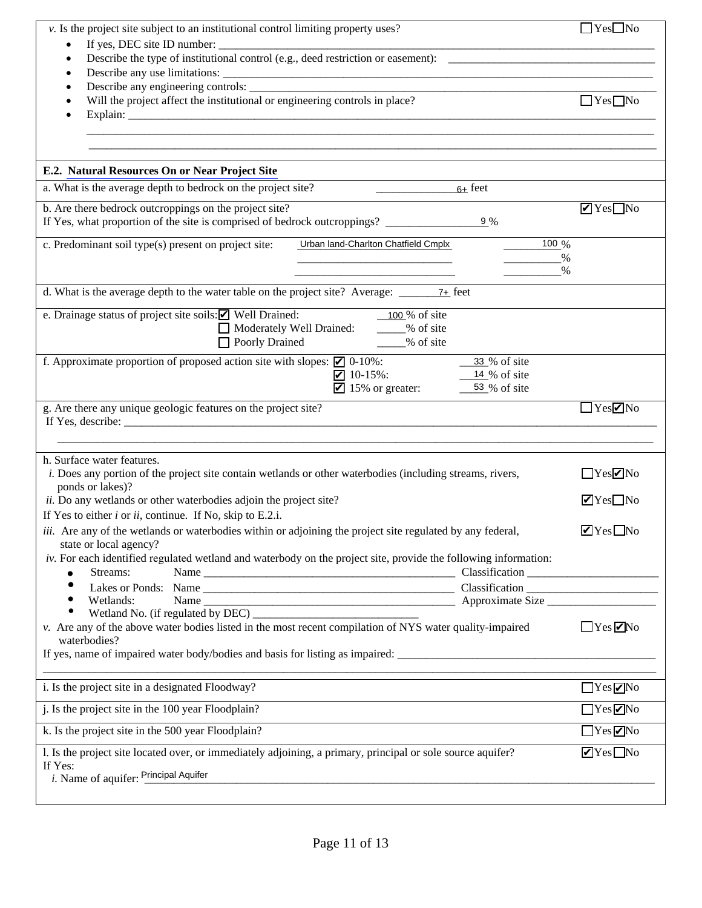*v.* Is the project site subject to an institutional control limiting property uses? ☐ Yes ☐ No

- If yes, DEC site ID number: ____________________
- Describe the type of institutional control (e.g., deed restriction or easement): ____________________
- Describe any use limitations: ____________________
- Describe any engineering controls: ____________________
- Will the project affect the institutional or engineering controls in place? ☐ Yes ☐ No
- Explain: ____________________

## E.2. Natural Resources On or Near Project Site

a. What is the average depth to bedrock on the project site? 6+ feet

b. Are there bedrock outcroppings on the project site? ☑ Yes ☐ No
If Yes, what proportion of the site is comprised of bedrock outcroppings? 9 %

c. Predominant soil type(s) present on project site: Urban land-Charlton Chatfield Cmplx 100 %
____________________ ____ %
____________________ ____ %

d. What is the average depth to the water table on the project site? Average: 7+ feet

e. Drainage status of project site soils:
☑ Well Drained: 100 % of site
☐ Moderately Well Drained: ____ % of site
☐ Poorly Drained ____ % of site

f. Approximate proportion of proposed action site with slopes:
☑ 0-10%: 33 % of site
☑ 10-15%: 14 % of site
☑ 15% or greater: 53 % of site

g. Are there any unique geologic features on the project site? ☐ Yes ☑ No
If Yes, describe: ____________________

h. Surface water features.

*i.* Does any portion of the project site contain wetlands or other waterbodies (including streams, rivers, ponds or lakes)? ☐ Yes ☑ No

*ii.* Do any wetlands or other waterbodies adjoin the project site? ☑ Yes ☐ No

If Yes to either *i* or *ii*, continue. If No, skip to E.2.i.

*iii.* Are any of the wetlands or waterbodies within or adjoining the project site regulated by any federal, state or local agency? ☑ Yes ☐ No

*iv.* For each identified regulated wetland and waterbody on the project site, provide the following information:

- Streams: Name ____________________ Classification ____________________
- Lakes or Ponds: Name ____________________ Classification ____________________
- Wetlands: Name ____________________ Approximate Size ____________________
- Wetland No. (if regulated by DEC) ____________________

*v.* Are any of the above water bodies listed in the most recent compilation of NYS water quality-impaired waterbodies? ☐ Yes ☑ No

If yes, name of impaired water body/bodies and basis for listing as impaired: ____________________

i. Is the project site in a designated Floodway? ☐ Yes ☑ No

j. Is the project site in the 100 year Floodplain? ☐ Yes ☑ No

k. Is the project site in the 500 year Floodplain? ☐ Yes ☑ No

l. Is the project site located over, or immediately adjoining, a primary, principal or sole source aquifer? ☑ Yes ☐ No
If Yes:
*i.* Name of aquifer: Principal Aquifer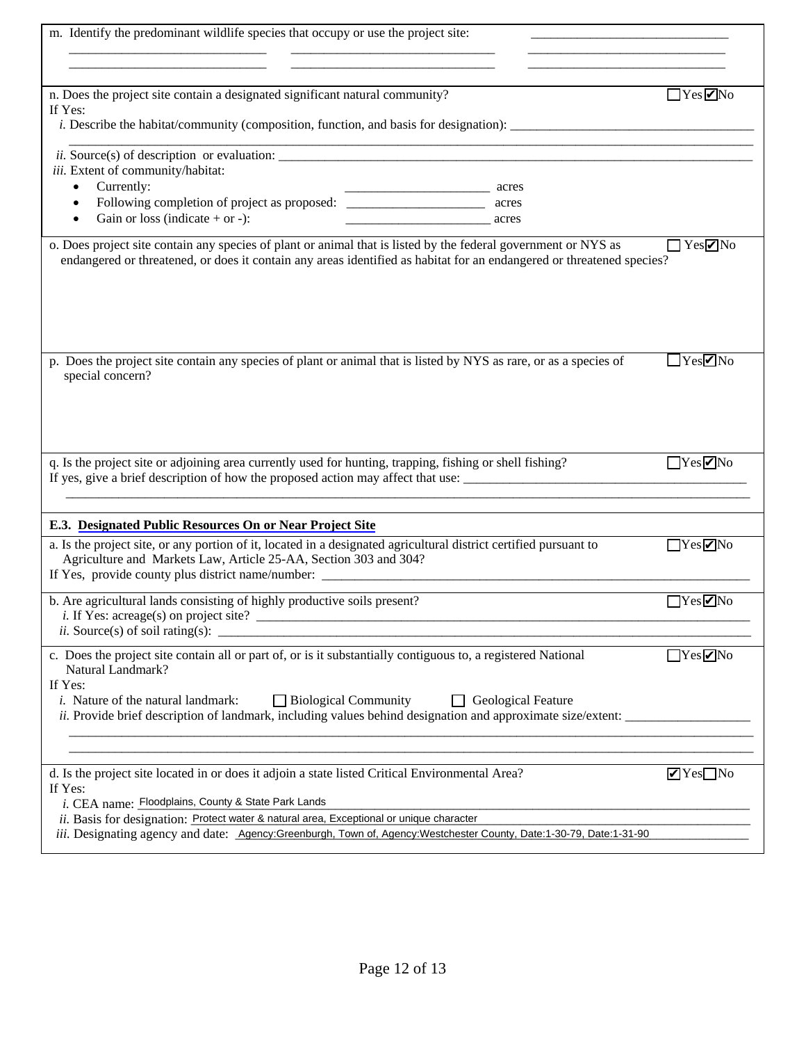m. Identify the predominant wildlife species that occupy or use the project site: ______________________________

______________________________ ______________________________ ______________________________

______________________________ ______________________________ ______________________________

n. Does the project site contain a designated significant natural community? ☐ Yes ☑ No

If Yes:

*i.* Describe the habitat/community (composition, function, and basis for designation): ______________________________

______________________________________________________________________________

*ii.* Source(s) of description or evaluation: ______________________________

*iii.* Extent of community/habitat:

- Currently: ______________________ acres
- Following completion of project as proposed: ______________________ acres
- Gain or loss (indicate + or -): ______________________ acres

o. Does project site contain any species of plant or animal that is listed by the federal government or NYS as endangered or threatened, or does it contain any areas identified as habitat for an endangered or threatened species? ☐ Yes ☑ No

p. Does the project site contain any species of plant or animal that is listed by NYS as rare, or as a species of special concern? ☐ Yes ☑ No

q. Is the project site or adjoining area currently used for hunting, trapping, fishing or shell fishing? ☐ Yes ☑ No

If yes, give a brief description of how the proposed action may affect that use: ______________________________

______________________________________________________________________________

**E.3. Designated Public Resources On or Near Project Site**

a. Is the project site, or any portion of it, located in a designated agricultural district certified pursuant to Agriculture and Markets Law, Article 25-AA, Section 303 and 304? ☐ Yes ☑ No

If Yes, provide county plus district name/number: ______________________________

b. Are agricultural lands consisting of highly productive soils present? ☐ Yes ☑ No

*i.* If Yes: acreage(s) on project site? ______________________________

*ii.* Source(s) of soil rating(s): ______________________________

c. Does the project site contain all or part of, or is it substantially contiguous to, a registered National Natural Landmark? ☐ Yes ☑ No

If Yes:

*i.* Nature of the natural landmark: ☐ Biological Community ☐ Geological Feature

*ii.* Provide brief description of landmark, including values behind designation and approximate size/extent: ______________________________

______________________________________________________________________________

______________________________________________________________________________

d. Is the project site located in or does it adjoin a state listed Critical Environmental Area? ☑ Yes ☐ No

If Yes:

*i.* CEA name: Floodplains, County & State Park Lands

*ii.* Basis for designation: Protect water & natural area, Exceptional or unique character

*iii.* Designating agency and date: Agency:Greenburgh, Town of, Agency:Westchester County, Date:1-30-79, Date:1-31-90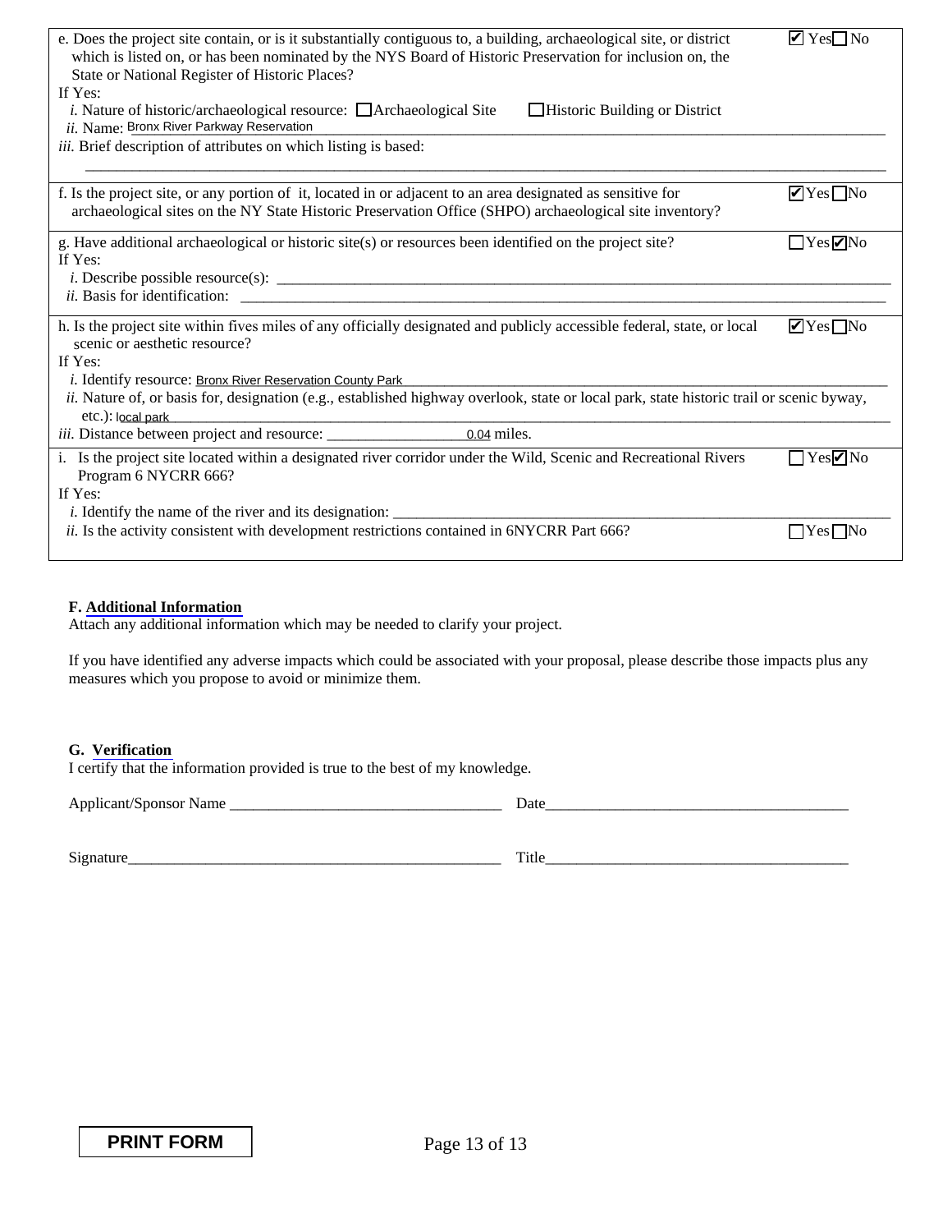e. Does the project site contain, or is it substantially contiguous to, a building, archaeological site, or district which is listed on, or has been nominated by the NYS Board of Historic Preservation for inclusion on, the State or National Register of Historic Places? ☑ Yes ☐ No

If Yes:

*i.* Nature of historic/archaeological resource: ☐ Archaeological Site ☐ Historic Building or District

*ii.* Name: Bronx River Parkway Reservation

*iii.* Brief description of attributes on which listing is based: ______________________

f. Is the project site, or any portion of it, located in or adjacent to an area designated as sensitive for archaeological sites on the NY State Historic Preservation Office (SHPO) archaeological site inventory? ☑ Yes ☐ No

g. Have additional archaeological or historic site(s) or resources been identified on the project site? ☐ Yes ☑ No

If Yes:

*i.* Describe possible resource(s): ______________________

*ii.* Basis for identification: ______________________

h. Is the project site within fives miles of any officially designated and publicly accessible federal, state, or local scenic or aesthetic resource? ☑ Yes ☐ No

If Yes:

*i.* Identify resource: Bronx River Reservation County Park

*ii.* Nature of, or basis for, designation (e.g., established highway overlook, state or local park, state historic trail or scenic byway, etc.): local park

*iii.* Distance between project and resource: 0.04 miles.

i. Is the project site located within a designated river corridor under the Wild, Scenic and Recreational Rivers Program 6 NYCRR 666? ☐ Yes ☑ No

If Yes:

*i.* Identify the name of the river and its designation: ______________________

*ii.* Is the activity consistent with development restrictions contained in 6NYCRR Part 666? ☐ Yes ☐ No

**F. Additional Information**

Attach any additional information which may be needed to clarify your project.

If you have identified any adverse impacts which could be associated with your proposal, please describe those impacts plus any measures which you propose to avoid or minimize them.

**G. Verification**

I certify that the information provided is true to the best of my knowledge.

Applicant/Sponsor Name ______________________ Date______________________

Signature______________________ Title______________________

PRINT FORM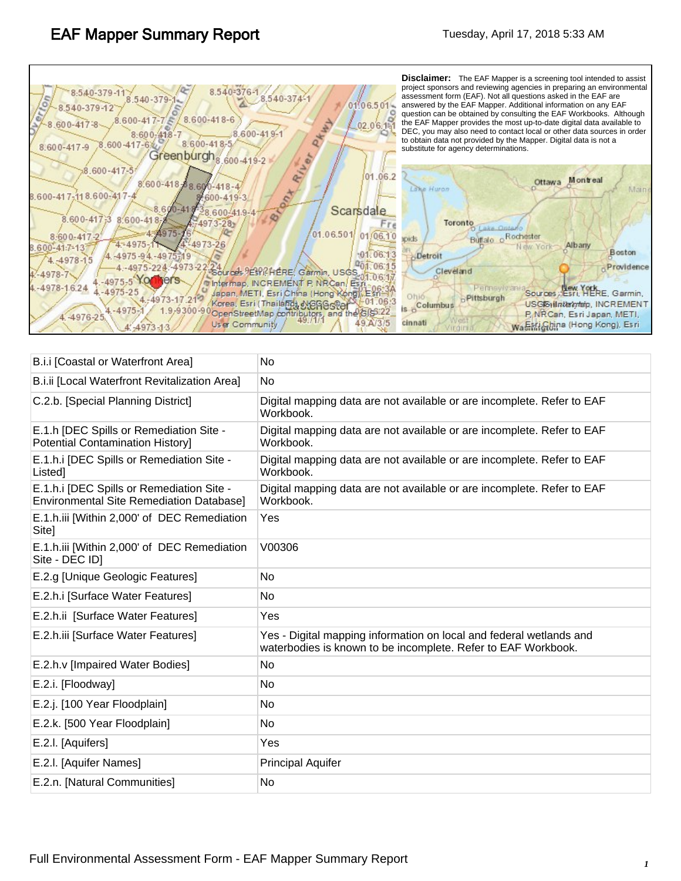# EAF Mapper Summary Report

Tuesday, April 17, 2018 5:33 AM

**Disclaimer:** The EAF Mapper is a screening tool intended to assist project sponsors and reviewing agencies in preparing an environmental assessment form (EAF). Not all questions asked in the EAF are answered by the EAF Mapper. Additional information on any EAF question can be obtained by consulting the EAF Workbooks. Although the EAF Mapper provides the most up-to-date digital data available to DEC, you may also need to contact local or other data sources in order to obtain data not provided by the Mapper. Digital data is not a substitute for agency determinations.

| | |
|---|---|
| B.i.i [Coastal or Waterfront Area] | No |
| B.i.ii [Local Waterfront Revitalization Area] | No |
| C.2.b. [Special Planning District] | Digital mapping data are not available or are incomplete. Refer to EAF Workbook. |
| E.1.h [DEC Spills or Remediation Site - Potential Contamination History] | Digital mapping data are not available or are incomplete. Refer to EAF Workbook. |
| E.1.h.i [DEC Spills or Remediation Site - Listed] | Digital mapping data are not available or are incomplete. Refer to EAF Workbook. |
| E.1.h.i [DEC Spills or Remediation Site - Environmental Site Remediation Database] | Digital mapping data are not available or are incomplete. Refer to EAF Workbook. |
| E.1.h.iii [Within 2,000' of DEC Remediation Site] | Yes |
| E.1.h.iii [Within 2,000' of DEC Remediation Site - DEC ID] | V00306 |
| E.2.g [Unique Geologic Features] | No |
| E.2.h.i [Surface Water Features] | No |
| E.2.h.ii [Surface Water Features] | Yes |
| E.2.h.iii [Surface Water Features] | Yes - Digital mapping information on local and federal wetlands and waterbodies is known to be incomplete. Refer to EAF Workbook. |
| E.2.h.v [Impaired Water Bodies] | No |
| E.2.i. [Floodway] | No |
| E.2.j. [100 Year Floodplain] | No |
| E.2.k. [500 Year Floodplain] | No |
| E.2.l. [Aquifers] | Yes |
| E.2.l. [Aquifer Names] | Principal Aquifer |
| E.2.n. [Natural Communities] | No |

Full Environmental Assessment Form - EAF Mapper Summary Report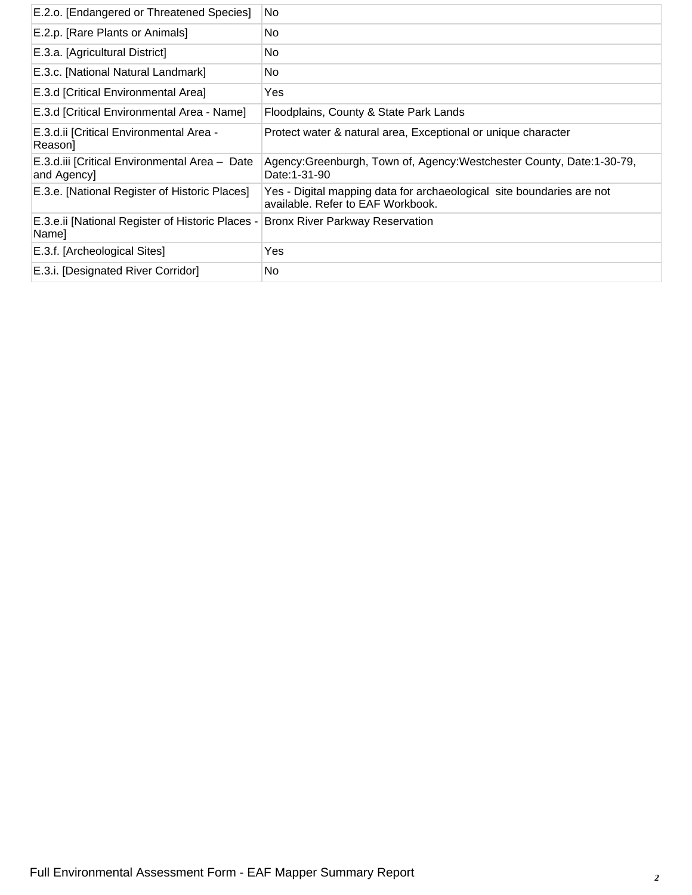| | |
|---|---|
| E.2.o. [Endangered or Threatened Species] | No |
| E.2.p. [Rare Plants or Animals] | No |
| E.3.a. [Agricultural District] | No |
| E.3.c. [National Natural Landmark] | No |
| E.3.d [Critical Environmental Area] | Yes |
| E.3.d [Critical Environmental Area - Name] | Floodplains, County & State Park Lands |
| E.3.d.ii [Critical Environmental Area - Reason] | Protect water & natural area, Exceptional or unique character |
| E.3.d.iii [Critical Environmental Area – Date and Agency] | Agency:Greenburgh, Town of, Agency:Westchester County, Date:1-30-79, Date:1-31-90 |
| E.3.e. [National Register of Historic Places] | Yes - Digital mapping data for archaeological site boundaries are not available. Refer to EAF Workbook. |
| E.3.e.ii [National Register of Historic Places - Name] | Bronx River Parkway Reservation |
| E.3.f. [Archeological Sites] | Yes |
| E.3.i. [Designated River Corridor] | No |